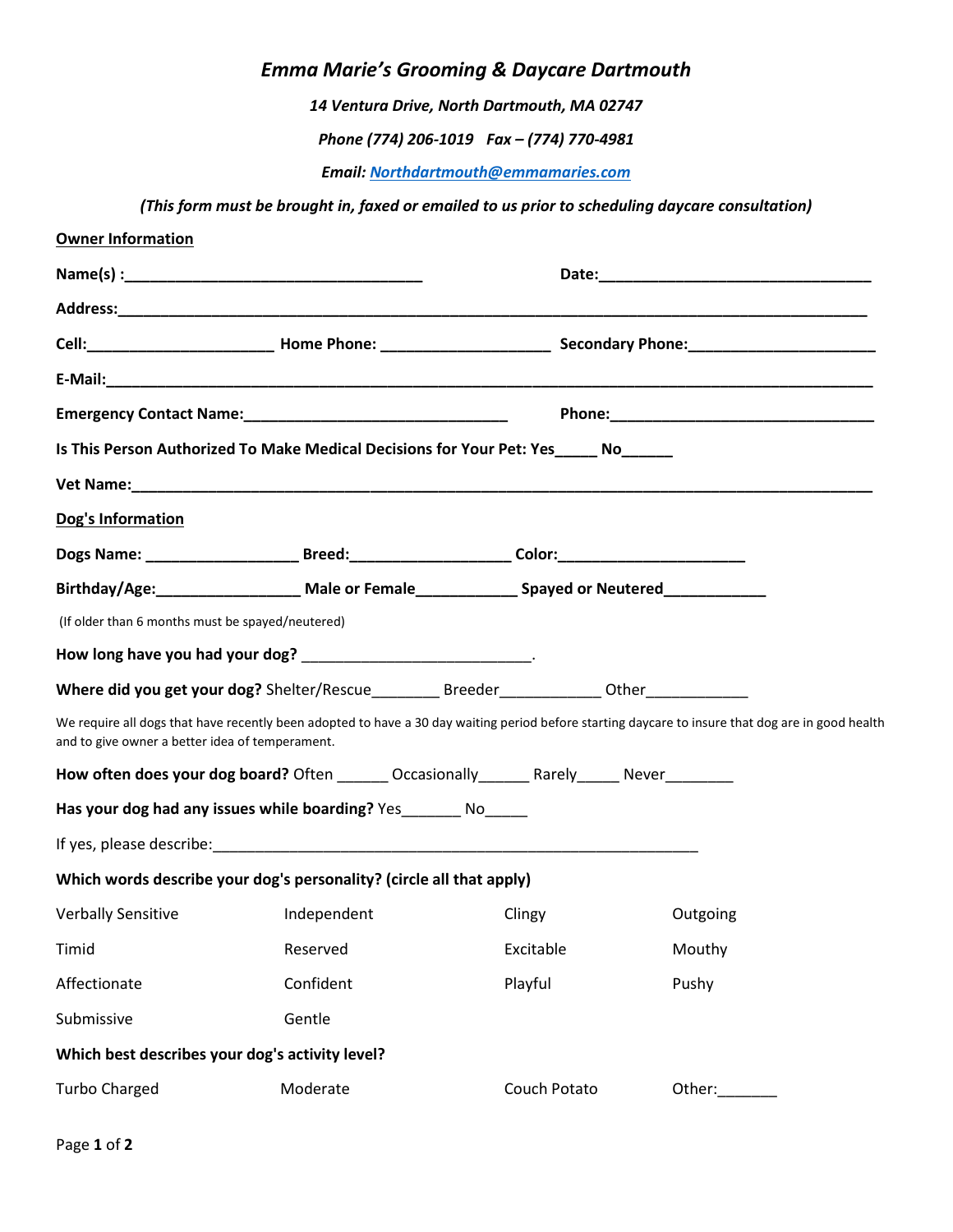# *Emma Marie's Grooming & Daycare Dartmouth*

***14 Ventura Drive, North Dartmouth, MA 02747***

***Phone (774) 206-1019   Fax – (774) 770-4981***

***Email: Northdartmouth@emmamaries.com***

***(This form must be brought in, faxed or emailed to us prior to scheduling daycare consultation)***

## Owner Information

**Name(s) :**___________________________________ **Date:**________________________________

**Address:**__________________________________________________________________________________________

**Cell:**_____________________ **Home Phone:** ____________________ **Secondary Phone:**______________________

**E-Mail:**___________________________________________________________________________________________

**Emergency Contact Name:**_______________________________ **Phone:**______________________________

**Is This Person Authorized To Make Medical Decisions for Your Pet: Yes**_____ **No**______

**Vet Name:**_________________________________________________________________________________________

## Dog's Information

**Dogs Name:** _________________ **Breed:**__________________ **Color:**_____________________

**Birthday/Age:**________________ **Male or Female**___________ **Spayed or Neutered**___________

(If older than 6 months must be spayed/neutered)

**How long have you had your dog?** __________________________.

**Where did you get your dog?** Shelter/Rescue________ Breeder____________ Other____________

We require all dogs that have recently been adopted to have a 30 day waiting period before starting daycare to insure that dog are in good health and to give owner a better idea of temperament.

**How often does your dog board?** Often ______ Occasionally______ Rarely_____ Never________

**Has your dog had any issues while boarding?** Yes_______ No_____

If yes, please describe:____________________________________________________________

**Which words describe your dog's personality? (circle all that apply)**

| | | | |
|---|---|---|---|
| Verbally Sensitive | Independent | Clingy | Outgoing |
| Timid | Reserved | Excitable | Mouthy |
| Affectionate | Confident | Playful | Pushy |
| Submissive | Gentle | | |

**Which best describes your dog's activity level?**

| | | | |
|---|---|---|---|
| Turbo Charged | Moderate | Couch Potato | Other:_______ |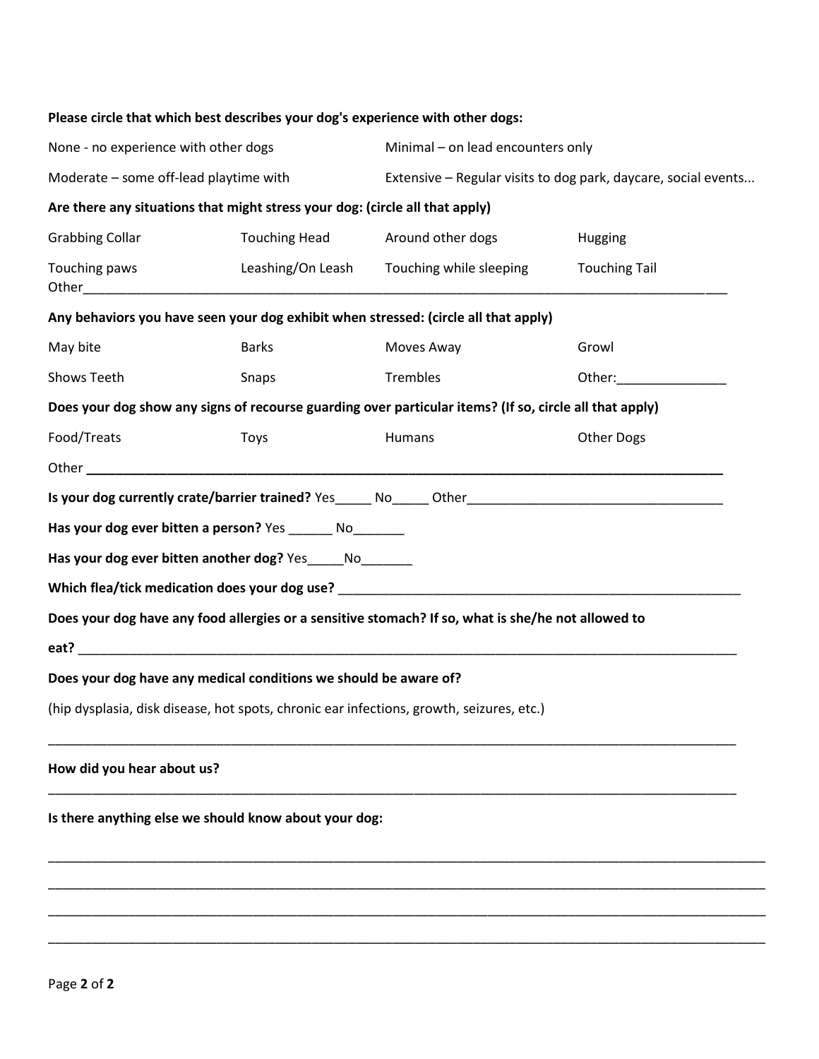**Please circle that which best describes your dog's experience with other dogs:**

| | |
|---|---|
| None - no experience with other dogs | Minimal – on lead encounters only |
| Moderate – some off-lead playtime with | Extensive – Regular visits to dog park, daycare, social events... |

**Are there any situations that might stress your dog: (circle all that apply)**

| | | | |
|---|---|---|---|
| Grabbing Collar | Touching Head | Around other dogs | Hugging |
| Touching paws | Leashing/On Leash | Touching while sleeping | Touching Tail |

Other_______________________________________________________________________________

**Any behaviors you have seen your dog exhibit when stressed: (circle all that apply)**

| | | | |
|---|---|---|---|
| May bite | Barks | Moves Away | Growl |
| Shows Teeth | Snaps | Trembles | Other:_______________ |

**Does your dog show any signs of recourse guarding over particular items? (If so, circle all that apply)**

| | | | |
|---|---|---|---|
| Food/Treats | Toys | Humans | Other Dogs |

Other ______________________________________________________________________________

**Is your dog currently crate/barrier trained?** Yes_____ No_____ Other___________________________________

**Has your dog ever bitten a person?** Yes ______ No_______

**Has your dog ever bitten another dog?** Yes_____No_______

**Which flea/tick medication does your dog use?** ___________________________________________________

**Does your dog have any food allergies or a sensitive stomach? If so, what is she/he not allowed to eat?** ___________________________________________________________________________________

**Does your dog have any medical conditions we should be aware of?**

(hip dysplasia, disk disease, hot spots, chronic ear infections, growth, seizures, etc.)

___________________________________________________________________________________________

**How did you hear about us?**

___________________________________________________________________________________________

**Is there anything else we should know about your dog:**

___________________________________________________________________________________________

___________________________________________________________________________________________

___________________________________________________________________________________________

___________________________________________________________________________________________